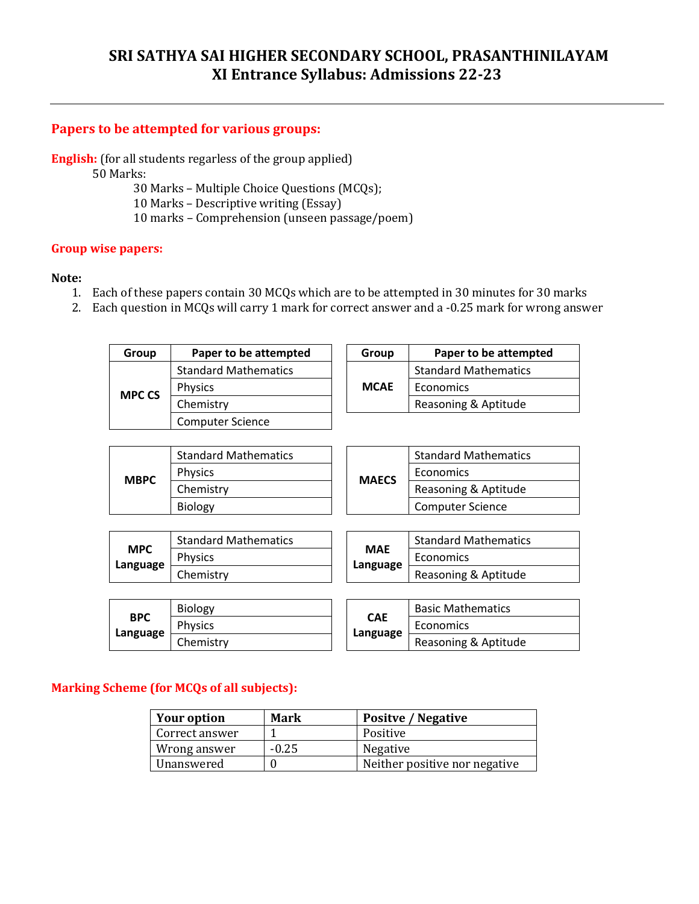# SRI SATHYA SAI HIGHER SECONDARY SCHOOL, PRASANTHINILAYAM
## XI Entrance Syllabus: Admissions 22-23

---

### Papers to be attempted for various groups:

**English:** (for all students regarless of the group applied)

50 Marks:

- 30 Marks – Multiple Choice Questions (MCQs);
- 10 Marks – Descriptive writing (Essay)
- 10 marks – Comprehension (unseen passage/poem)

### Group wise papers:

**Note:**

1. Each of these papers contain 30 MCQs which are to be attempted in 30 minutes for 30 marks
2. Each question in MCQs will carry 1 mark for correct answer and a -0.25 mark for wrong answer

| Group | Paper to be attempted |
|---|---|
| MPC CS | Standard Mathematics |
| | Physics |
| | Chemistry |
| | Computer Science |
| MBPC | Standard Mathematics |
| | Physics |
| | Chemistry |
| | Biology |
| MPC Language | Standard Mathematics |
| | Physics |
| | Chemistry |
| BPC Language | Biology |
| | Physics |
| | Chemistry |

| Group | Paper to be attempted |
|---|---|
| MCAE | Standard Mathematics |
| | Economics |
| | Reasoning & Aptitude |
| MAECS | Standard Mathematics |
| | Economics |
| | Reasoning & Aptitude |
| | Computer Science |
| MAE Language | Standard Mathematics |
| | Economics |
| | Reasoning & Aptitude |
| CAE Language | Basic Mathematics |
| | Economics |
| | Reasoning & Aptitude |

### Marking Scheme (for MCQs of all subjects):

| Your option | Mark | Positve / Negative |
|---|---|---|
| Correct answer | 1 | Positive |
| Wrong answer | -0.25 | Negative |
| Unanswered | 0 | Neither positive nor negative |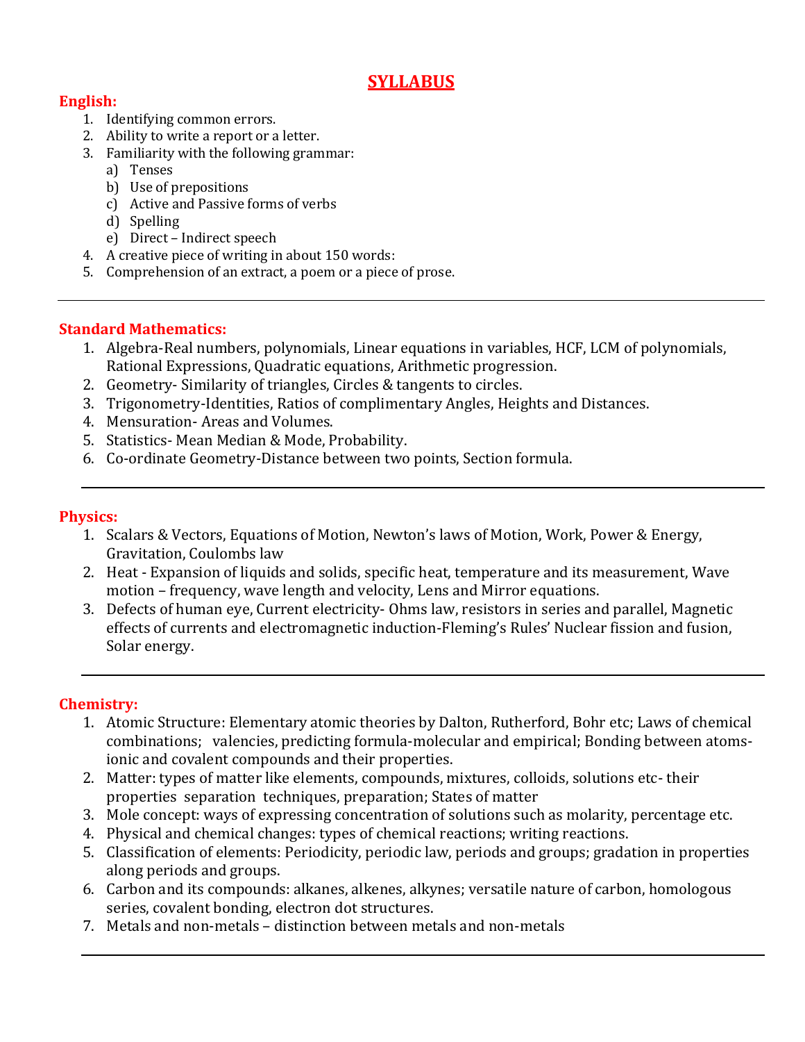# SYLLABUS

**English:**

1. Identifying common errors.
2. Ability to write a report or a letter.
3. Familiarity with the following grammar:
   a) Tenses
   b) Use of prepositions
   c) Active and Passive forms of verbs
   d) Spelling
   e) Direct – Indirect speech
4. A creative piece of writing in about 150 words:
5. Comprehension of an extract, a poem or a piece of prose.

---

**Standard Mathematics:**

1. Algebra-Real numbers, polynomials, Linear equations in variables, HCF, LCM of polynomials, Rational Expressions, Quadratic equations, Arithmetic progression.
2. Geometry- Similarity of triangles, Circles & tangents to circles.
3. Trigonometry-Identities, Ratios of complimentary Angles, Heights and Distances.
4. Mensuration- Areas and Volumes.
5. Statistics- Mean Median & Mode, Probability.
6. Co-ordinate Geometry-Distance between two points, Section formula.

---

**Physics:**

1. Scalars & Vectors, Equations of Motion, Newton's laws of Motion, Work, Power & Energy, Gravitation, Coulombs law
2. Heat - Expansion of liquids and solids, specific heat, temperature and its measurement, Wave motion – frequency, wave length and velocity, Lens and Mirror equations.
3. Defects of human eye, Current electricity- Ohms law, resistors in series and parallel, Magnetic effects of currents and electromagnetic induction-Fleming's Rules' Nuclear fission and fusion, Solar energy.

---

**Chemistry:**

1. Atomic Structure: Elementary atomic theories by Dalton, Rutherford, Bohr etc; Laws of chemical combinations; valencies, predicting formula-molecular and empirical; Bonding between atoms-ionic and covalent compounds and their properties.
2. Matter: types of matter like elements, compounds, mixtures, colloids, solutions etc- their properties separation techniques, preparation; States of matter
3. Mole concept: ways of expressing concentration of solutions such as molarity, percentage etc.
4. Physical and chemical changes: types of chemical reactions; writing reactions.
5. Classification of elements: Periodicity, periodic law, periods and groups; gradation in properties along periods and groups.
6. Carbon and its compounds: alkanes, alkenes, alkynes; versatile nature of carbon, homologous series, covalent bonding, electron dot structures.
7. Metals and non-metals – distinction between metals and non-metals

---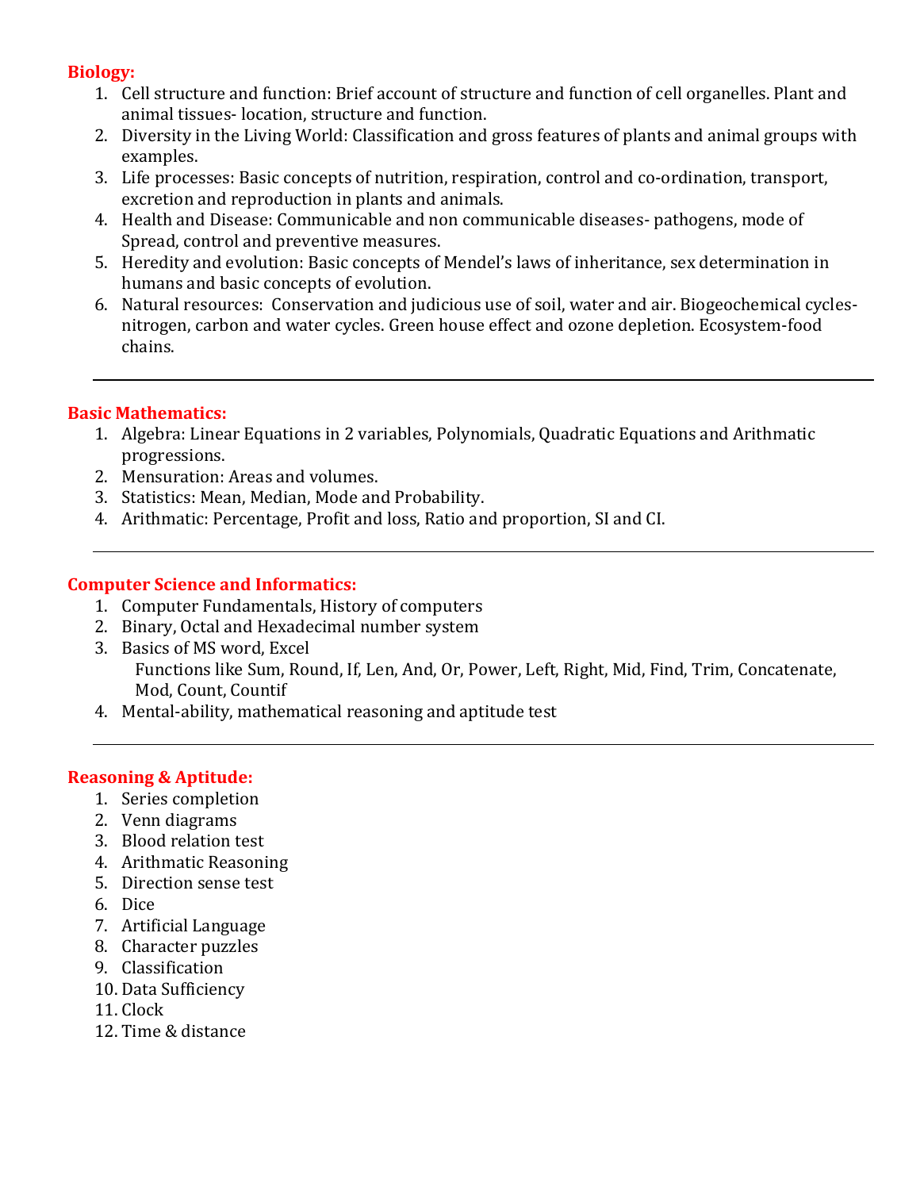**Biology:**

1. Cell structure and function: Brief account of structure and function of cell organelles. Plant and animal tissues- location, structure and function.
2. Diversity in the Living World: Classification and gross features of plants and animal groups with examples.
3. Life processes: Basic concepts of nutrition, respiration, control and co-ordination, transport, excretion and reproduction in plants and animals.
4. Health and Disease: Communicable and non communicable diseases- pathogens, mode of Spread, control and preventive measures.
5. Heredity and evolution: Basic concepts of Mendel's laws of inheritance, sex determination in humans and basic concepts of evolution.
6. Natural resources: Conservation and judicious use of soil, water and air. Biogeochemical cycles- nitrogen, carbon and water cycles. Green house effect and ozone depletion. Ecosystem-food chains.

---

**Basic Mathematics:**

1. Algebra: Linear Equations in 2 variables, Polynomials, Quadratic Equations and Arithmatic progressions.
2. Mensuration: Areas and volumes.
3. Statistics: Mean, Median, Mode and Probability.
4. Arithmatic: Percentage, Profit and loss, Ratio and proportion, SI and CI.

---

**Computer Science and Informatics:**

1. Computer Fundamentals, History of computers
2. Binary, Octal and Hexadecimal number system
3. Basics of MS word, Excel
   Functions like Sum, Round, If, Len, And, Or, Power, Left, Right, Mid, Find, Trim, Concatenate, Mod, Count, Countif
4. Mental-ability, mathematical reasoning and aptitude test

---

**Reasoning & Aptitude:**

1. Series completion
2. Venn diagrams
3. Blood relation test
4. Arithmatic Reasoning
5. Direction sense test
6. Dice
7. Artificial Language
8. Character puzzles
9. Classification
10. Data Sufficiency
11. Clock
12. Time & distance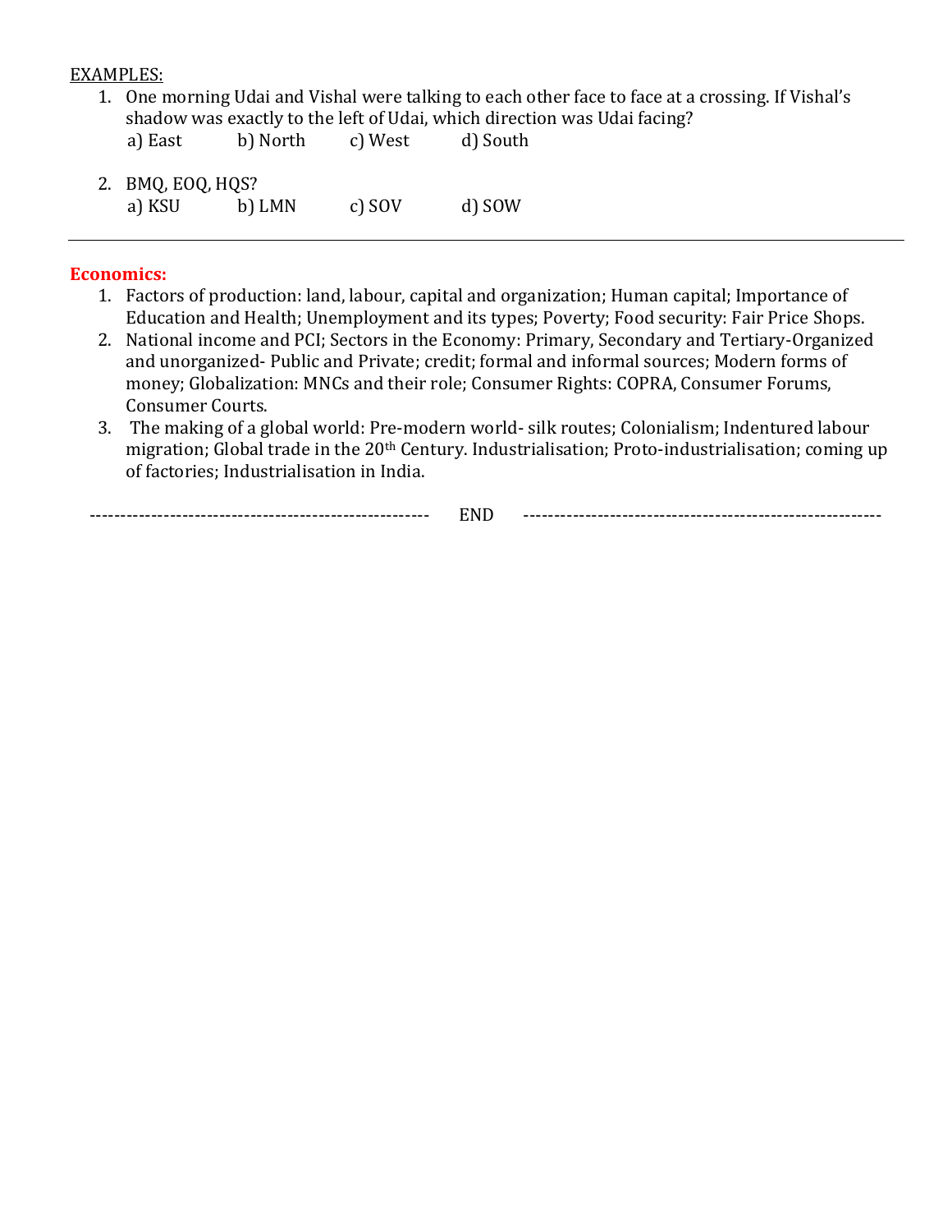<u>EXAMPLES:</u>

1. One morning Udai and Vishal were talking to each other face to face at a crossing. If Vishal's shadow was exactly to the left of Udai, which direction was Udai facing?
   a) East  b) North  c) West  d) South

2. BMQ, EOQ, HQS?
   a) KSU  b) LMN  c) SOV  d) SOW

---

**Economics:**

1. Factors of production: land, labour, capital and organization; Human capital; Importance of Education and Health; Unemployment and its types; Poverty; Food security: Fair Price Shops.
2. National income and PCI; Sectors in the Economy: Primary, Secondary and Tertiary-Organized and unorganized- Public and Private; credit; formal and informal sources; Modern forms of money; Globalization: MNCs and their role; Consumer Rights: COPRA, Consumer Forums, Consumer Courts.
3. The making of a global world: Pre-modern world- silk routes; Colonialism; Indentured labour migration; Global trade in the 20th Century. Industrialisation; Proto-industrialisation; coming up of factories; Industrialisation in India.

------------------------------------------------------- END -------------------------------------------------------